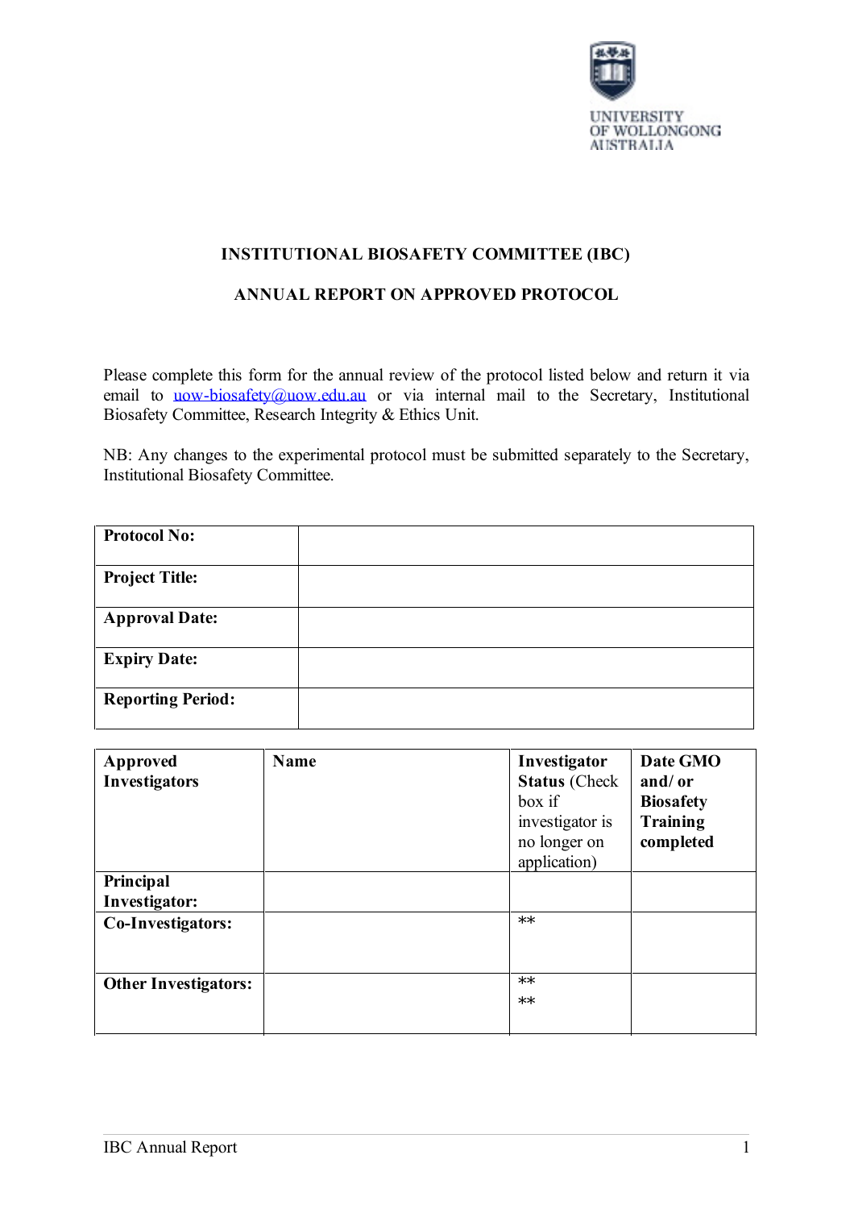UNIVERSITY OF WOLLONGONG AUSTRALIA

# INSTITUTIONAL BIOSAFETY COMMITTEE (IBC)

## ANNUAL REPORT ON APPROVED PROTOCOL

Please complete this form for the annual review of the protocol listed below and return it via email to uow-biosafety@uow.edu.au or via internal mail to the Secretary, Institutional Biosafety Committee, Research Integrity & Ethics Unit.

NB: Any changes to the experimental protocol must be submitted separately to the Secretary, Institutional Biosafety Committee.

| | |
|---|---|
| **Protocol No:** | |
| **Project Title:** | |
| **Approval Date:** | |
| **Expiry Date:** | |
| **Reporting Period:** | |

| **Approved Investigators** | **Name** | **Investigator Status** (Check box if investigator is no longer on application) | **Date GMO and/ or Biosafety Training completed** |
|---|---|---|---|
| **Principal Investigator:** | | | |
| **Co-Investigators:** | | ** | |
| **Other Investigators:** | | ** ** | |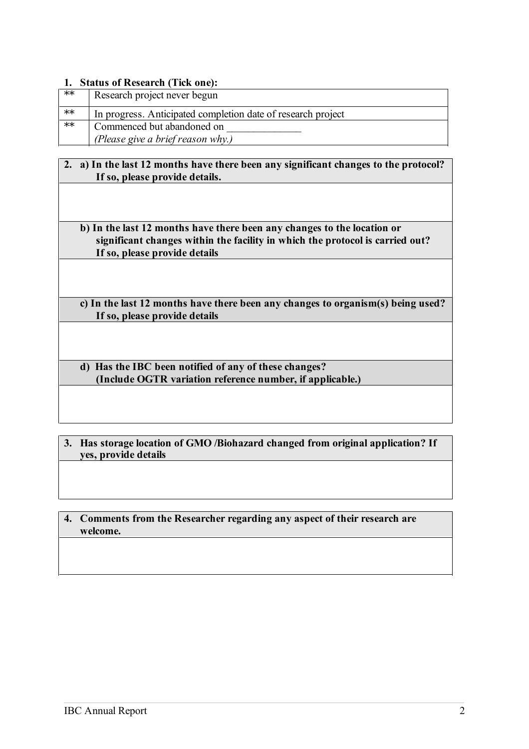**1. Status of Research (Tick one):**

| | |
|---|---|
| ** | Research project never begun |
| ** | In progress. Anticipated completion date of research project |
| ** | Commenced but abandoned on \_\_\_\_\_\_\_\_\_\_\_\_\_\_ *(Please give a brief reason why.)* |

**2. a) In the last 12 months have there been any significant changes to the protocol? If so, please provide details.**

&nbsp;

**b) In the last 12 months have there been any changes to the location or significant changes within the facility in which the protocol is carried out? If so, please provide details**

&nbsp;

**c) In the last 12 months have there been any changes to organism(s) being used? If so, please provide details**

&nbsp;

**d) Has the IBC been notified of any of these changes? (Include OGTR variation reference number, if applicable.)**

&nbsp;

**3. Has storage location of GMO /Biohazard changed from original application? If yes, provide details**

&nbsp;

**4. Comments from the Researcher regarding any aspect of their research are welcome.**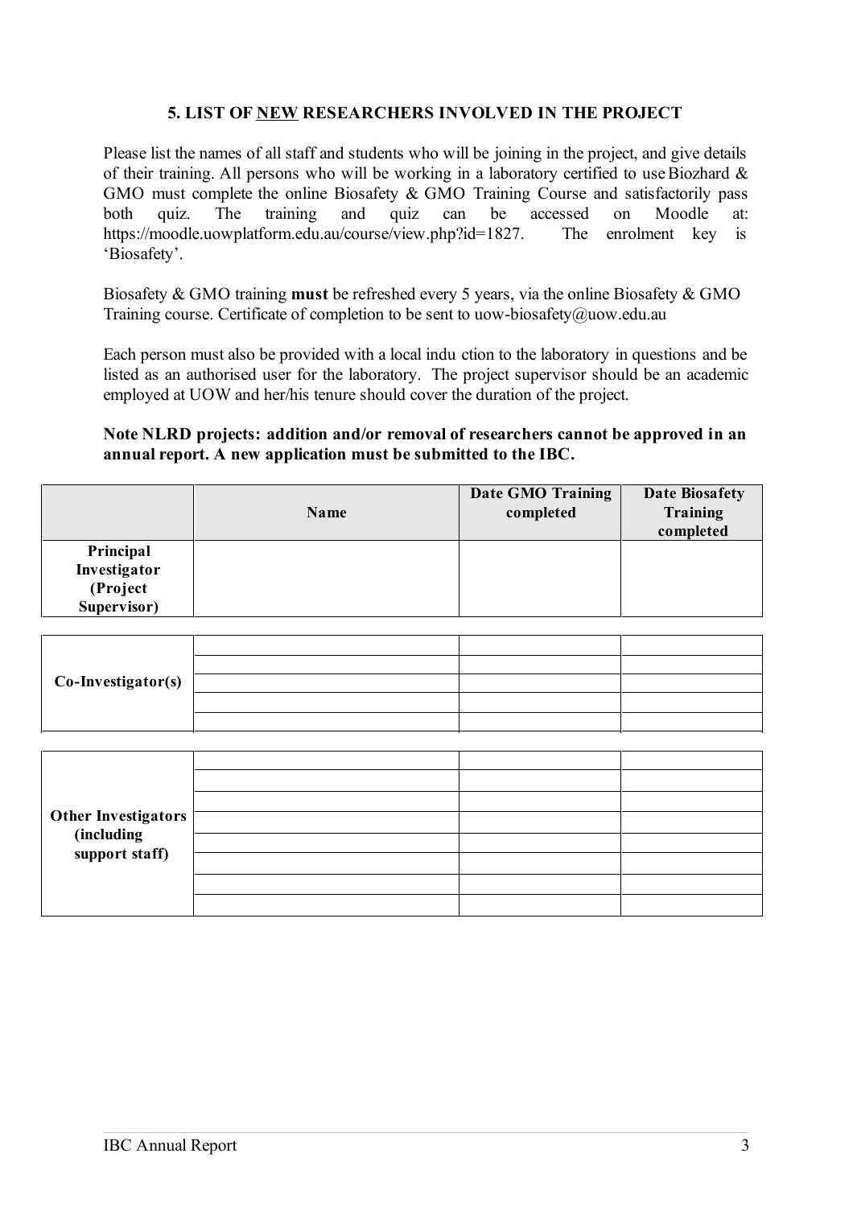## 5. LIST OF NEW RESEARCHERS INVOLVED IN THE PROJECT

Please list the names of all staff and students who will be joining in the project, and give details of their training. All persons who will be working in a laboratory certified to use Biozhard & GMO must complete the online Biosafety & GMO Training Course and satisfactorily pass both quiz. The training and quiz can be accessed on Moodle at: https://moodle.uowplatform.edu.au/course/view.php?id=1827. The enrolment key is 'Biosafety'.

Biosafety & GMO training **must** be refreshed every 5 years, via the online Biosafety & GMO Training course. Certificate of completion to be sent to uow-biosafety@uow.edu.au

Each person must also be provided with a local indu ction to the laboratory in questions and be listed as an authorised user for the laboratory. The project supervisor should be an academic employed at UOW and her/his tenure should cover the duration of the project.

**Note NLRD projects: addition and/or removal of researchers cannot be approved in an annual report. A new application must be submitted to the IBC.**

| | Name | Date GMO Training completed | Date Biosafety Training completed |
|---|---|---|---|
| **Principal Investigator (Project Supervisor)** | | | |
| **Co-Investigator(s)** | | | |
| | | | |
| | | | |
| | | | |
| | | | |
| **Other Investigators (including support staff)** | | | |
| | | | |
| | | | |
| | | | |
| | | | |
| | | | |
| | | | |
| | | | |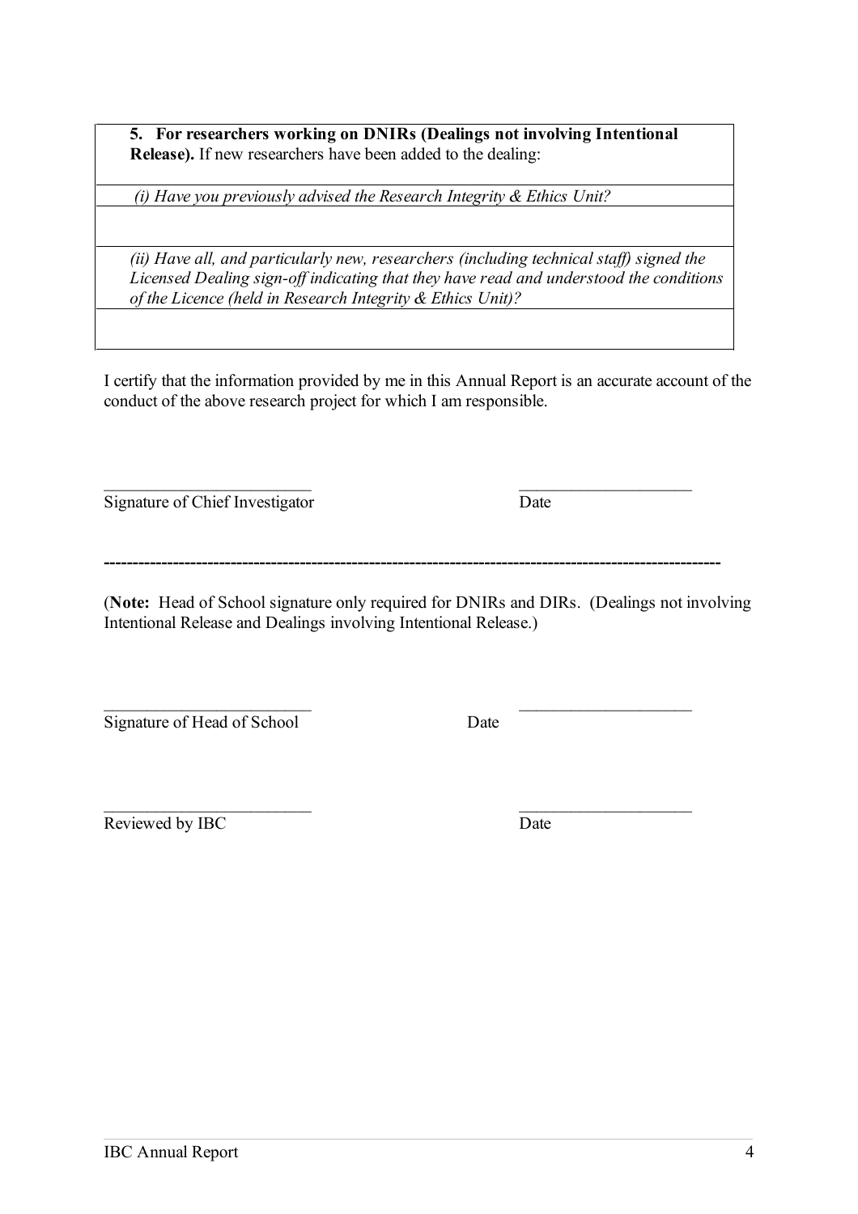| |
|---|
| **5. For researchers working on DNIRs (Dealings not involving Intentional Release).** If new researchers have been added to the dealing: |
| *(i) Have you previously advised the Research Integrity & Ethics Unit?* |
| |
| *(ii) Have all, and particularly new, researchers (including technical staff) signed the Licensed Dealing sign-off indicating that they have read and understood the conditions of the Licence (held in Research Integrity & Ethics Unit)?* |
| |

I certify that the information provided by me in this Annual Report is an accurate account of the conduct of the above research project for which I am responsible.

\_\_\_\_\_\_\_\_\_\_\_\_\_\_\_\_\_\_\_\_\_\_\_\_\_\_ \_\_\_\_\_\_\_\_\_\_\_\_\_\_\_\_\_\_\_\_\_\_

Signature of Chief Investigator Date

---

(**Note:** Head of School signature only required for DNIRs and DIRs. (Dealings not involving Intentional Release and Dealings involving Intentional Release.)

\_\_\_\_\_\_\_\_\_\_\_\_\_\_\_\_\_\_\_\_\_\_\_\_\_\_ \_\_\_\_\_\_\_\_\_\_\_\_\_\_\_\_\_\_\_\_\_\_

Signature of Head of School Date

\_\_\_\_\_\_\_\_\_\_\_\_\_\_\_\_\_\_\_\_\_\_\_\_\_\_ \_\_\_\_\_\_\_\_\_\_\_\_\_\_\_\_\_\_\_\_\_\_

Reviewed by IBC Date